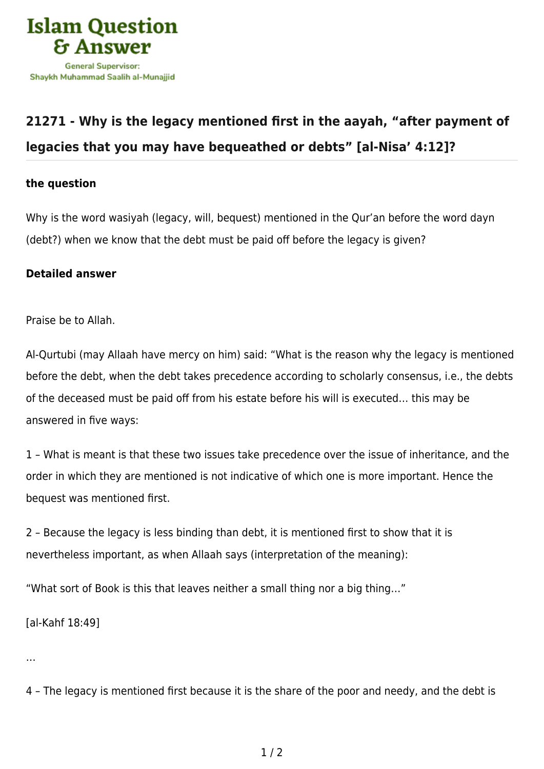Islam Question & Answer

General Supervisor: Shaykh Muhammad Saalih al-Munajjid

## 21271 - Why is the legacy mentioned first in the aayah, "after payment of legacies that you may have bequeathed or debts" [al-Nisa' 4:12]?

### the question

Why is the word wasiyah (legacy, will, bequest) mentioned in the Qur'an before the word dayn (debt?) when we know that the debt must be paid off before the legacy is given?

### Detailed answer

Praise be to Allah.

Al-Qurtubi (may Allaah have mercy on him) said: "What is the reason why the legacy is mentioned before the debt, when the debt takes precedence according to scholarly consensus, i.e., the debts of the deceased must be paid off from his estate before his will is executed… this may be answered in five ways:

1 – What is meant is that these two issues take precedence over the issue of inheritance, and the order in which they are mentioned is not indicative of which one is more important. Hence the bequest was mentioned first.

2 – Because the legacy is less binding than debt, it is mentioned first to show that it is nevertheless important, as when Allaah says (interpretation of the meaning):

"What sort of Book is this that leaves neither a small thing nor a big thing…"

[al-Kahf 18:49]

…

4 – The legacy is mentioned first because it is the share of the poor and needy, and the debt is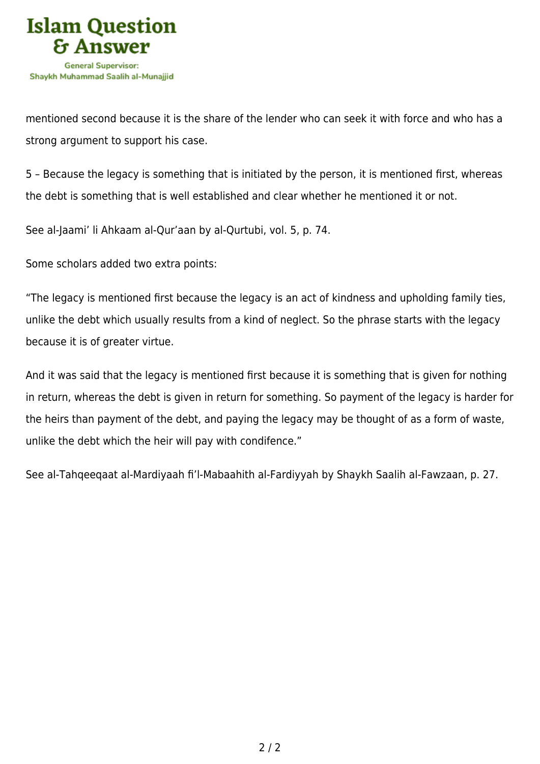mentioned second because it is the share of the lender who can seek it with force and who has a strong argument to support his case.

5 – Because the legacy is something that is initiated by the person, it is mentioned first, whereas the debt is something that is well established and clear whether he mentioned it or not.

See al-Jaami' li Ahkaam al-Qur'aan by al-Qurtubi, vol. 5, p. 74.

Some scholars added two extra points:

"The legacy is mentioned first because the legacy is an act of kindness and upholding family ties, unlike the debt which usually results from a kind of neglect. So the phrase starts with the legacy because it is of greater virtue.

And it was said that the legacy is mentioned first because it is something that is given for nothing in return, whereas the debt is given in return for something. So payment of the legacy is harder for the heirs than payment of the debt, and paying the legacy may be thought of as a form of waste, unlike the debt which the heir will pay with condifence."

See al-Tahqeeqaat al-Mardiyaah fi'l-Mabaahith al-Fardiyyah by Shaykh Saalih al-Fawzaan, p. 27.